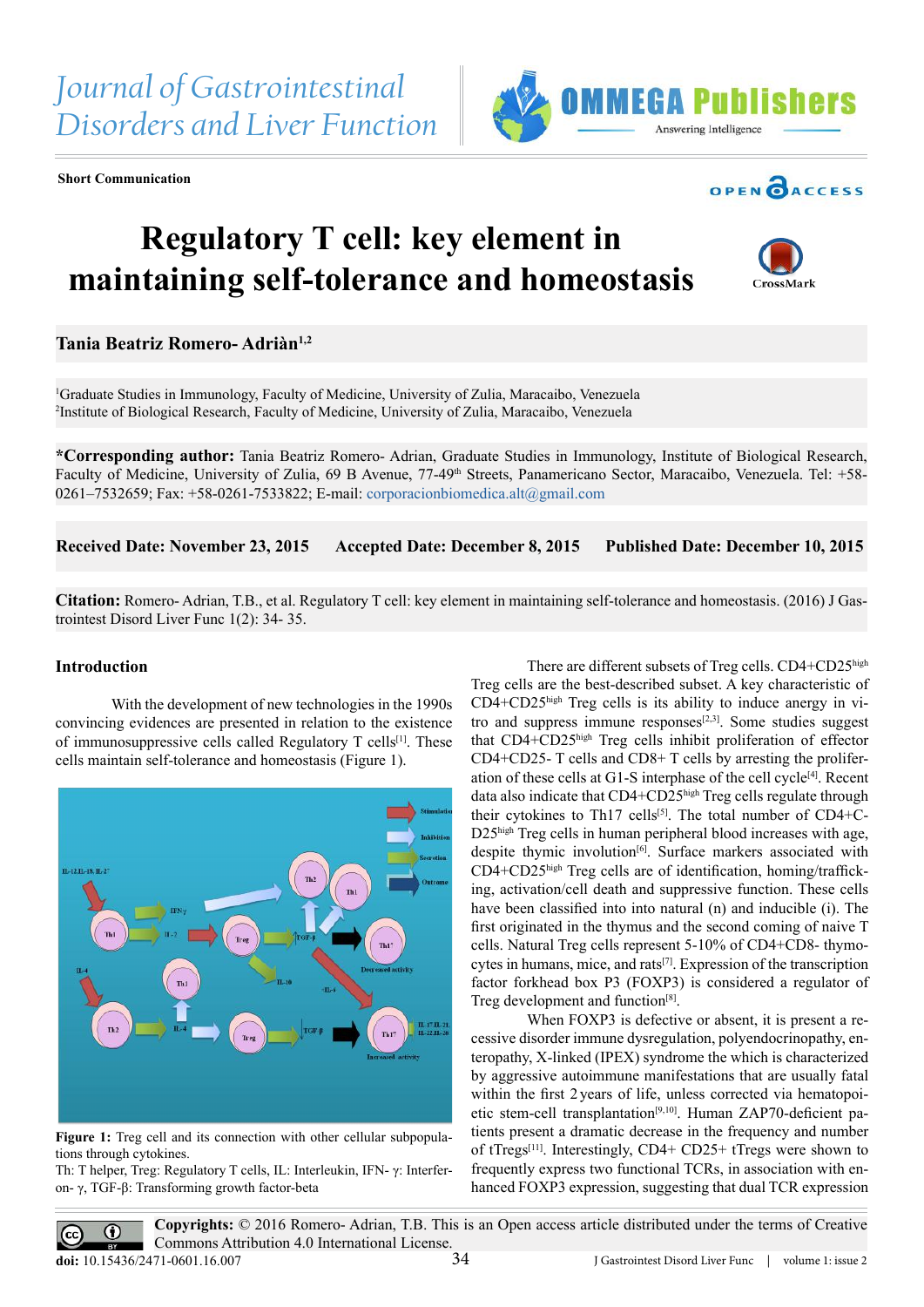Journal of Gastrointestinal Disorders and Liver Function

**Short Communication**

# Regulatory T cell: key element in maintaining self-tolerance and homeostasis

**Tania Beatriz Romero- Adriàn[1,2]**

[1]Graduate Studies in Immunology, Faculty of Medicine, University of Zulia, Maracaibo, Venezuela
[2]Institute of Biological Research, Faculty of Medicine, University of Zulia, Maracaibo, Venezuela

***Corresponding author:** Tania Beatriz Romero- Adrian, Graduate Studies in Immunology, Institute of Biological Research, Faculty of Medicine, University of Zulia, 69 B Avenue, 77-49th Streets, Panamericano Sector, Maracaibo, Venezuela. Tel: +58-0261–7532659; Fax: +58-0261-7533822; E-mail: corporacionbiomedica.alt@gmail.com

**Received Date: November 23, 2015 Accepted Date: December 8, 2015 Published Date: December 10, 2015**

**Citation:** Romero- Adrian, T.B., et al. Regulatory T cell: key element in maintaining self-tolerance and homeostasis. (2016) J Gastrointest Disord Liver Func 1(2): 34- 35.

## Introduction

With the development of new technologies in the 1990s convincing evidences are presented in relation to the existence of immunosuppressive cells called Regulatory T cells[1]. These cells maintain self-tolerance and homeostasis (Figure 1).

**Figure 1:** Treg cell and its connection with other cellular subpopulations through cytokines.
Th: T helper, Treg: Regulatory T cells, IL: Interleukin, IFN- γ: Interferon- γ, TGF-β: Transforming growth factor-beta

There are different subsets of Treg cells. CD4+CD25high Treg cells are the best-described subset. A key characteristic of CD4+CD25high Treg cells is its ability to induce anergy in vitro and suppress immune responses[2,3]. Some studies suggest that CD4+CD25high Treg cells inhibit proliferation of effector CD4+CD25- T cells and CD8+ T cells by arresting the proliferation of these cells at G1-S interphase of the cell cycle[4]. Recent data also indicate that CD4+CD25high Treg cells regulate through their cytokines to Th17 cells[5]. The total number of CD4+CD25high Treg cells in human peripheral blood increases with age, despite thymic involution[6]. Surface markers associated with CD4+CD25high Treg cells are of identification, homing/trafficking, activation/cell death and suppressive function. These cells have been classified into natural (n) and inducible (i). The first originated in the thymus and the second coming of naive T cells. Natural Treg cells represent 5-10% of CD4+CD8- thymocytes in humans, mice, and rats[7]. Expression of the transcription factor forkhead box P3 (FOXP3) is considered a regulator of Treg development and function[8].

When FOXP3 is defective or absent, it is present a recessive disorder immune dysregulation, polyendocrinopathy, enteropathy, X-linked (IPEX) syndrome the which is characterized by aggressive autoimmune manifestations that are usually fatal within the first 2 years of life, unless corrected via hematopoietic stem-cell transplantation[9,10]. Human ZAP70-deficient patients present a dramatic decrease in the frequency and number of tTregs[11]. Interestingly, CD4+ CD25+ tTregs were shown to frequently express two functional TCRs, in association with enhanced FOXP3 expression, suggesting that dual TCR expression

**Copyrights:** © 2016 Romero- Adrian, T.B. This is an Open access article distributed under the terms of Creative Commons Attribution 4.0 International License.

**doi:** 10.15436/2471-0601.16.007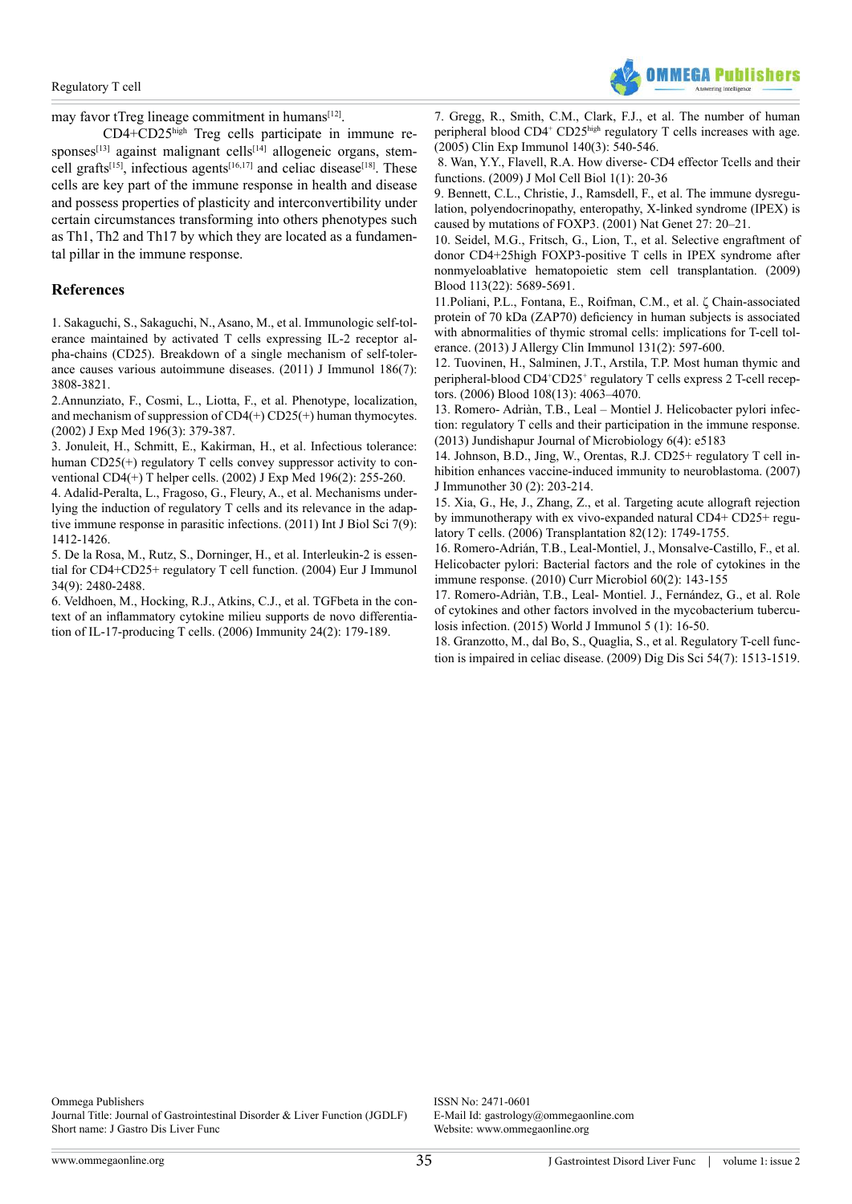may favor tTreg lineage commitment in humans[12].

CD4+CD25$^{high}$ Treg cells participate in immune responses[13] against malignant cells[14] allogeneic organs, stem-cell grafts[15], infectious agents[16,17] and celiac disease[18]. These cells are key part of the immune response in health and disease and possess properties of plasticity and interconvertibility under certain circumstances transforming into others phenotypes such as Th1, Th2 and Th17 by which they are located as a fundamental pillar in the immune response.

## References

1. Sakaguchi, S., Sakaguchi, N., Asano, M., et al. Immunologic self-tolerance maintained by activated T cells expressing IL-2 receptor alpha-chains (CD25). Breakdown of a single mechanism of self-tolerance causes various autoimmune diseases. (2011) J Immunol 186(7): 3808-3821.

2. Annunziato, F., Cosmi, L., Liotta, F., et al. Phenotype, localization, and mechanism of suppression of CD4(+) CD25(+) human thymocytes. (2002) J Exp Med 196(3): 379-387.

3. Jonuleit, H., Schmitt, E., Kakirman, H., et al. Infectious tolerance: human CD25(+) regulatory T cells convey suppressor activity to conventional CD4(+) T helper cells. (2002) J Exp Med 196(2): 255-260.

4. Adalid-Peralta, L., Fragoso, G., Fleury, A., et al. Mechanisms underlying the induction of regulatory T cells and its relevance in the adaptive immune response in parasitic infections. (2011) Int J Biol Sci 7(9): 1412-1426.

5. De la Rosa, M., Rutz, S., Dorninger, H., et al. Interleukin-2 is essential for CD4+CD25+ regulatory T cell function. (2004) Eur J Immunol 34(9): 2480-2488.

6. Veldhoen, M., Hocking, R.J., Atkins, C.J., et al. TGFbeta in the context of an inflammatory cytokine milieu supports de novo differentiation of IL-17-producing T cells. (2006) Immunity 24(2): 179-189.

7. Gregg, R., Smith, C.M., Clark, F.J., et al. The number of human peripheral blood CD4$^{+}$ CD25$^{high}$ regulatory T cells increases with age. (2005) Clin Exp Immunol 140(3): 540-546.

8. Wan, Y.Y., Flavell, R.A. How diverse- CD4 effector Tcells and their functions. (2009) J Mol Cell Biol 1(1): 20-36

9. Bennett, C.L., Christie, J., Ramsdell, F., et al. The immune dysregulation, polyendocrinopathy, enteropathy, X-linked syndrome (IPEX) is caused by mutations of FOXP3. (2001) Nat Genet 27: 20–21.

10. Seidel, M.G., Fritsch, G., Lion, T., et al. Selective engraftment of donor CD4+25high FOXP3-positive T cells in IPEX syndrome after nonmyeloablative hematopoietic stem cell transplantation. (2009) Blood 113(22): 5689-5691.

11. Poliani, P.L., Fontana, E., Roifman, C.M., et al. ζ Chain-associated protein of 70 kDa (ZAP70) deficiency in human subjects is associated with abnormalities of thymic stromal cells: implications for T-cell tolerance. (2013) J Allergy Clin Immunol 131(2): 597-600.

12. Tuovinen, H., Salminen, J.T., Arstila, T.P. Most human thymic and peripheral-blood CD4$^{+}$CD25$^{+}$ regulatory T cells express 2 T-cell receptors. (2006) Blood 108(13): 4063–4070.

13. Romero- Adriàn, T.B., Leal – Montiel J. Helicobacter pylori infection: regulatory T cells and their participation in the immune response. (2013) Jundishapur Journal of Microbiology 6(4): e5183

14. Johnson, B.D., Jing, W., Orentas, R.J. CD25+ regulatory T cell inhibition enhances vaccine-induced immunity to neuroblastoma. (2007) J Immunother 30 (2): 203-214.

15. Xia, G., He, J., Zhang, Z., et al. Targeting acute allograft rejection by immunotherapy with ex vivo-expanded natural CD4+ CD25+ regulatory T cells. (2006) Transplantation 82(12): 1749-1755.

16. Romero-Adrián, T.B., Leal-Montiel, J., Monsalve-Castillo, F., et al. Helicobacter pylori: Bacterial factors and the role of cytokines in the immune response. (2010) Curr Microbiol 60(2): 143-155

17. Romero-Adriàn, T.B., Leal- Montiel. J., Fernández, G., et al. Role of cytokines and other factors involved in the mycobacterium tuberculosis infection. (2015) World J Immunol 5 (1): 16-50.

18. Granzotto, M., dal Bo, S., Quaglia, S., et al. Regulatory T-cell function is impaired in celiac disease. (2009) Dig Dis Sci 54(7): 1513-1519.

Ommega Publishers
Journal Title: Journal of Gastrointestinal Disorder & Liver Function (JGDLF)
Short name: J Gastro Dis Liver Func

ISSN No: 2471-0601
E-Mail Id: gastrology@ommegaonline.com
Website: www.ommegaonline.org